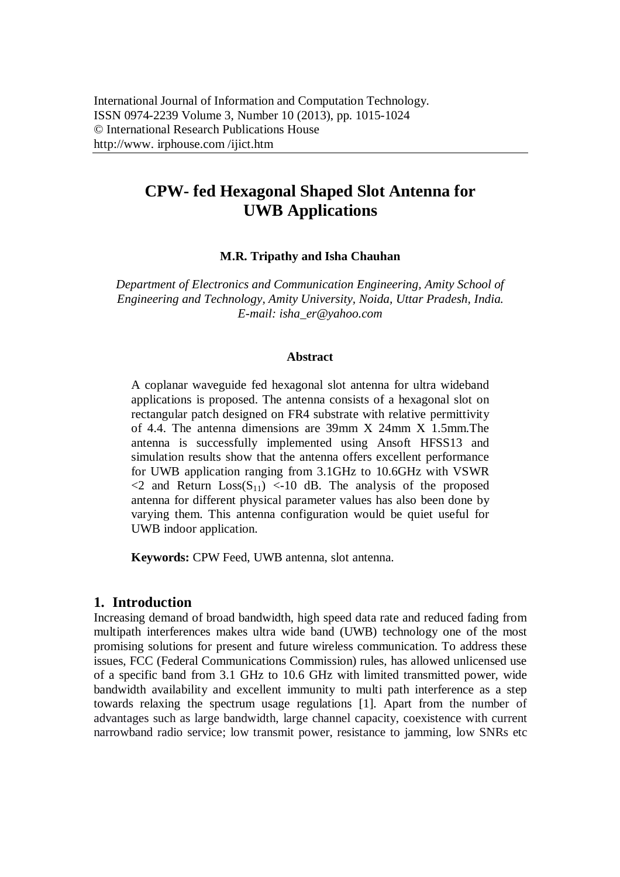International Journal of Information and Computation Technology.
ISSN 0974-2239 Volume 3, Number 10 (2013), pp. 1015-1024
© International Research Publications House
http://www. irphouse.com /ijict.htm

# CPW- fed Hexagonal Shaped Slot Antenna for UWB Applications

**M.R. Tripathy and Isha Chauhan**

*Department of Electronics and Communication Engineering, Amity School of Engineering and Technology, Amity University, Noida, Uttar Pradesh, India.*
*E-mail: isha_er@yahoo.com*

### Abstract

A coplanar waveguide fed hexagonal slot antenna for ultra wideband applications is proposed. The antenna consists of a hexagonal slot on rectangular patch designed on FR4 substrate with relative permittivity of 4.4. The antenna dimensions are 39mm X 24mm X 1.5mm.The antenna is successfully implemented using Ansoft HFSS13 and simulation results show that the antenna offers excellent performance for UWB application ranging from 3.1GHz to 10.6GHz with VSWR <2 and Return Loss($S_{11}$) <-10 dB. The analysis of the proposed antenna for different physical parameter values has also been done by varying them. This antenna configuration would be quiet useful for UWB indoor application.

**Keywords:** CPW Feed, UWB antenna, slot antenna.

## 1. Introduction

Increasing demand of broad bandwidth, high speed data rate and reduced fading from multipath interferences makes ultra wide band (UWB) technology one of the most promising solutions for present and future wireless communication. To address these issues, FCC (Federal Communications Commission) rules, has allowed unlicensed use of a specific band from 3.1 GHz to 10.6 GHz with limited transmitted power, wide bandwidth availability and excellent immunity to multi path interference as a step towards relaxing the spectrum usage regulations [1]. Apart from the number of advantages such as large bandwidth, large channel capacity, coexistence with current narrowband radio service; low transmit power, resistance to jamming, low SNRs etc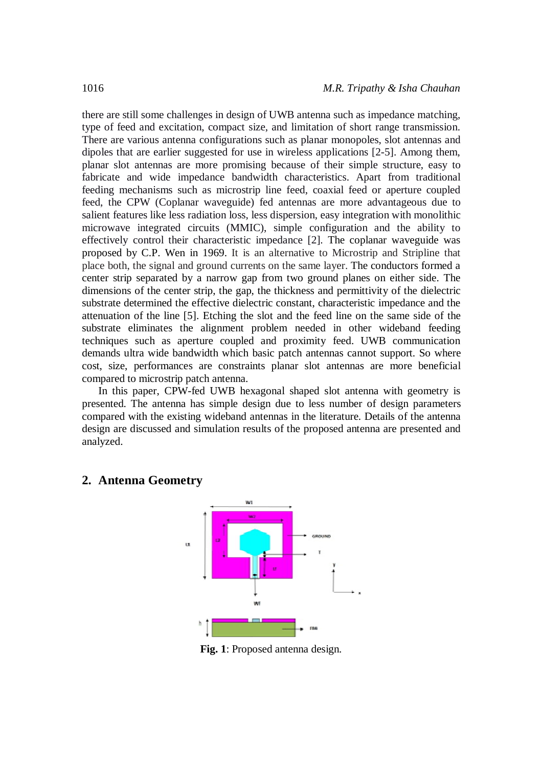there are still some challenges in design of UWB antenna such as impedance matching, type of feed and excitation, compact size, and limitation of short range transmission. There are various antenna configurations such as planar monopoles, slot antennas and dipoles that are earlier suggested for use in wireless applications [2-5]. Among them, planar slot antennas are more promising because of their simple structure, easy to fabricate and wide impedance bandwidth characteristics. Apart from traditional feeding mechanisms such as microstrip line feed, coaxial feed or aperture coupled feed, the CPW (Coplanar waveguide) fed antennas are more advantageous due to salient features like less radiation loss, less dispersion, easy integration with monolithic microwave integrated circuits (MMIC), simple configuration and the ability to effectively control their characteristic impedance [2]. The coplanar waveguide was proposed by C.P. Wen in 1969. It is an alternative to Microstrip and Stripline that place both, the signal and ground currents on the same layer. The conductors formed a center strip separated by a narrow gap from two ground planes on either side. The dimensions of the center strip, the gap, the thickness and permittivity of the dielectric substrate determined the effective dielectric constant, characteristic impedance and the attenuation of the line [5]. Etching the slot and the feed line on the same side of the substrate eliminates the alignment problem needed in other wideband feeding techniques such as aperture coupled and proximity feed. UWB communication demands ultra wide bandwidth which basic patch antennas cannot support. So where cost, size, performances are constraints planar slot antennas are more beneficial compared to microstrip patch antenna.

In this paper, CPW-fed UWB hexagonal shaped slot antenna with geometry is presented. The antenna has simple design due to less number of design parameters compared with the existing wideband antennas in the literature. Details of the antenna design are discussed and simulation results of the proposed antenna are presented and analyzed.

## 2. Antenna Geometry

**Fig. 1**: Proposed antenna design.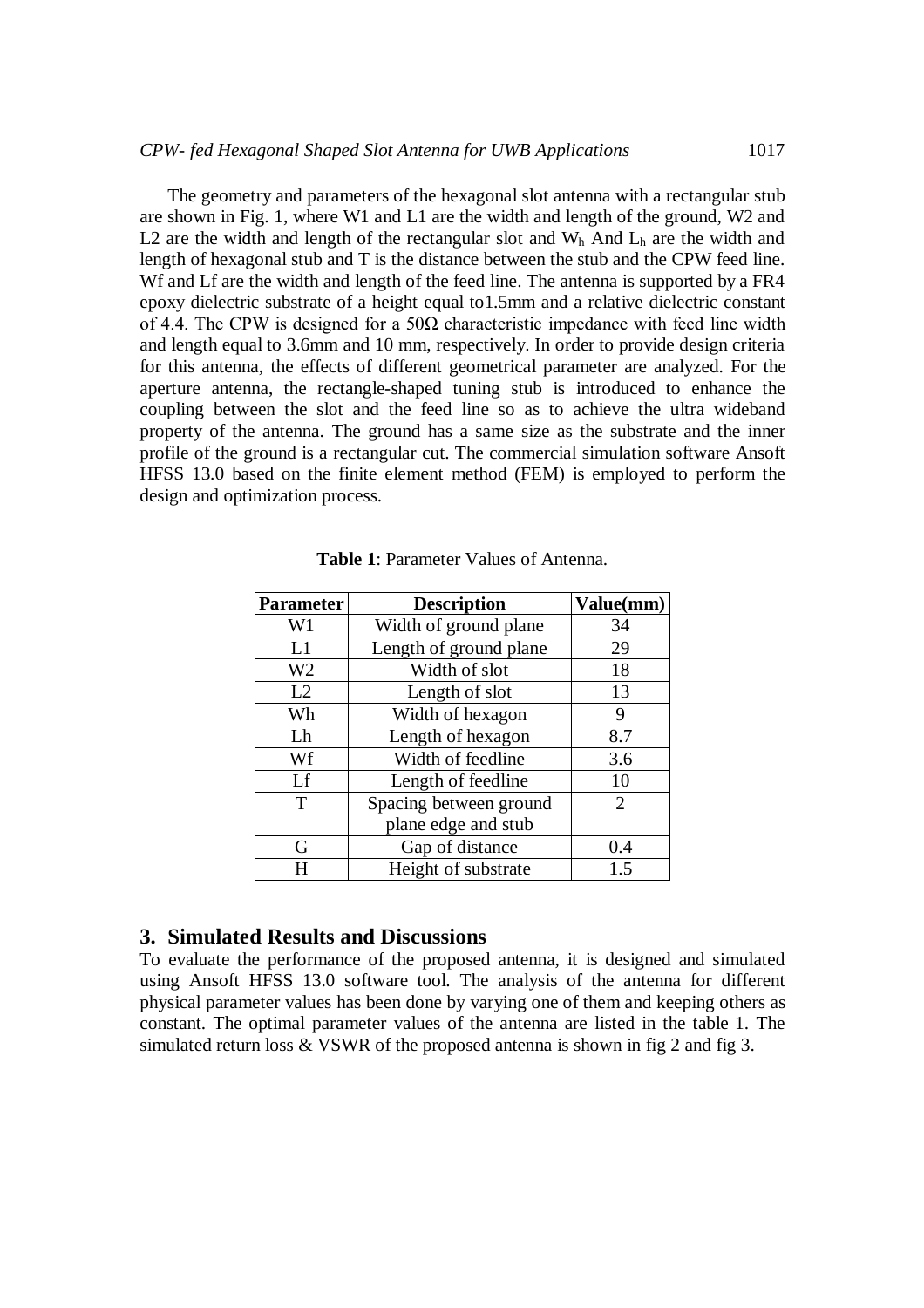The geometry and parameters of the hexagonal slot antenna with a rectangular stub are shown in Fig. 1, where W1 and L1 are the width and length of the ground, W2 and L2 are the width and length of the rectangular slot and $W_h$ And $L_h$ are the width and length of hexagonal stub and T is the distance between the stub and the CPW feed line. Wf and Lf are the width and length of the feed line. The antenna is supported by a FR4 epoxy dielectric substrate of a height equal to1.5mm and a relative dielectric constant of 4.4. The CPW is designed for a 50Ω characteristic impedance with feed line width and length equal to 3.6mm and 10 mm, respectively. In order to provide design criteria for this antenna, the effects of different geometrical parameter are analyzed. For the aperture antenna, the rectangle-shaped tuning stub is introduced to enhance the coupling between the slot and the feed line so as to achieve the ultra wideband property of the antenna. The ground has a same size as the substrate and the inner profile of the ground is a rectangular cut. The commercial simulation software Ansoft HFSS 13.0 based on the finite element method (FEM) is employed to perform the design and optimization process.

**Table 1**: Parameter Values of Antenna.

| Parameter | Description | Value(mm) |
|---|---|---|
| W1 | Width of ground plane | 34 |
| L1 | Length of ground plane | 29 |
| W2 | Width of slot | 18 |
| L2 | Length of slot | 13 |
| Wh | Width of hexagon | 9 |
| Lh | Length of hexagon | 8.7 |
| Wf | Width of feedline | 3.6 |
| Lf | Length of feedline | 10 |
| T | Spacing between ground plane edge and stub | 2 |
| G | Gap of distance | 0.4 |
| H | Height of substrate | 1.5 |

## 3. Simulated Results and Discussions

To evaluate the performance of the proposed antenna, it is designed and simulated using Ansoft HFSS 13.0 software tool. The analysis of the antenna for different physical parameter values has been done by varying one of them and keeping others as constant. The optimal parameter values of the antenna are listed in the table 1. The simulated return loss & VSWR of the proposed antenna is shown in fig 2 and fig 3.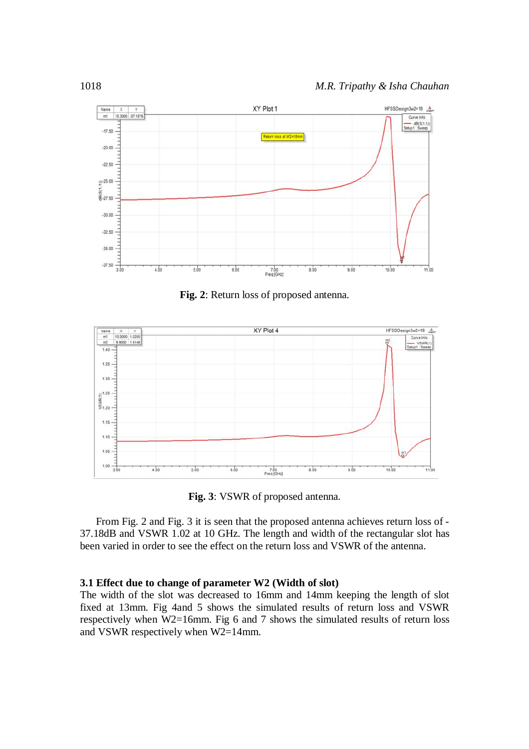**Fig. 2**: Return loss of proposed antenna.

**Fig. 3**: VSWR of proposed antenna.

From Fig. 2 and Fig. 3 it is seen that the proposed antenna achieves return loss of -37.18dB and VSWR 1.02 at 10 GHz. The length and width of the rectangular slot has been varied in order to see the effect on the return loss and VSWR of the antenna.

### 3.1 Effect due to change of parameter W2 (Width of slot)

The width of the slot was decreased to 16mm and 14mm keeping the length of slot fixed at 13mm. Fig 4and 5 shows the simulated results of return loss and VSWR respectively when W2=16mm. Fig 6 and 7 shows the simulated results of return loss and VSWR respectively when W2=14mm.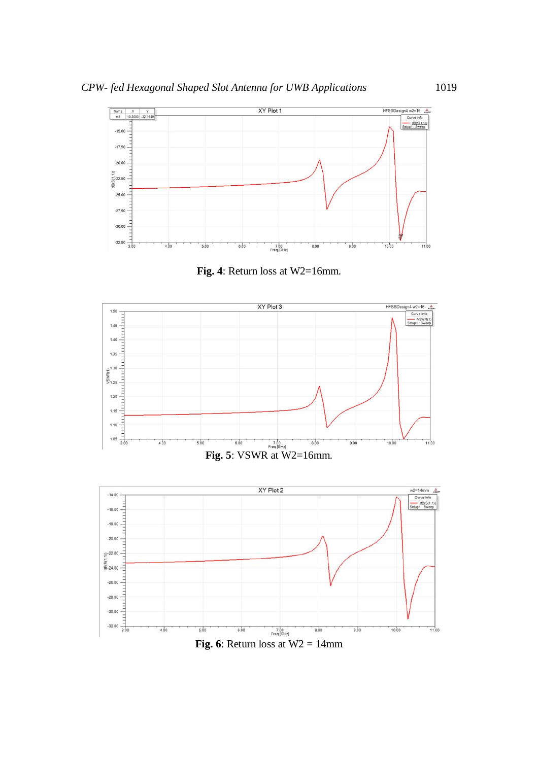**Fig. 4**: Return loss at W2=16mm.

**Fig. 5**: VSWR at W2=16mm.

**Fig. 6**: Return loss at W2 = 14mm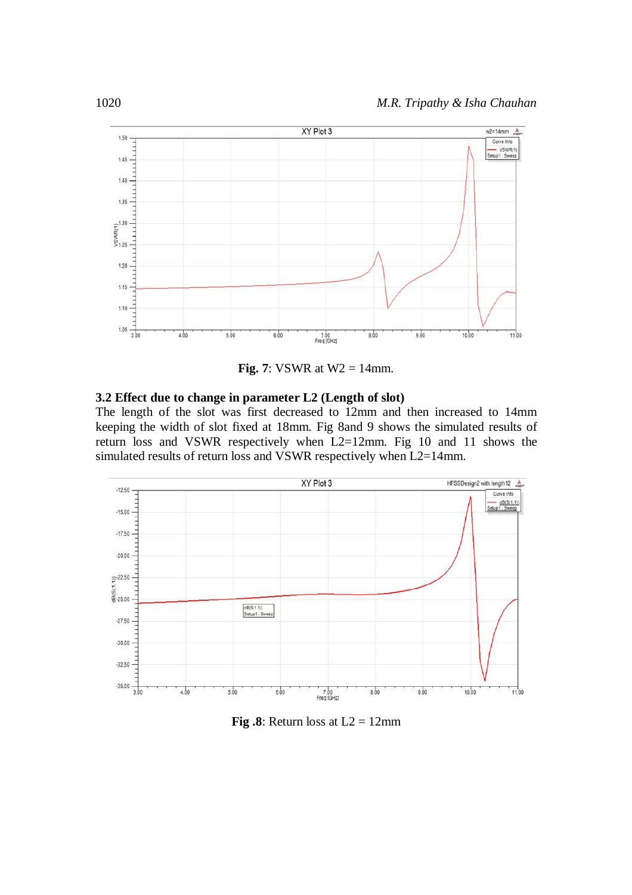**Fig. 7**: VSWR at W2 = 14mm.

### 3.2 Effect due to change in parameter L2 (Length of slot)

The length of the slot was first decreased to 12mm and then increased to 14mm keeping the width of slot fixed at 18mm. Fig 8and 9 shows the simulated results of return loss and VSWR respectively when L2=12mm. Fig 10 and 11 shows the simulated results of return loss and VSWR respectively when L2=14mm.

**Fig .8**: Return loss at L2 = 12mm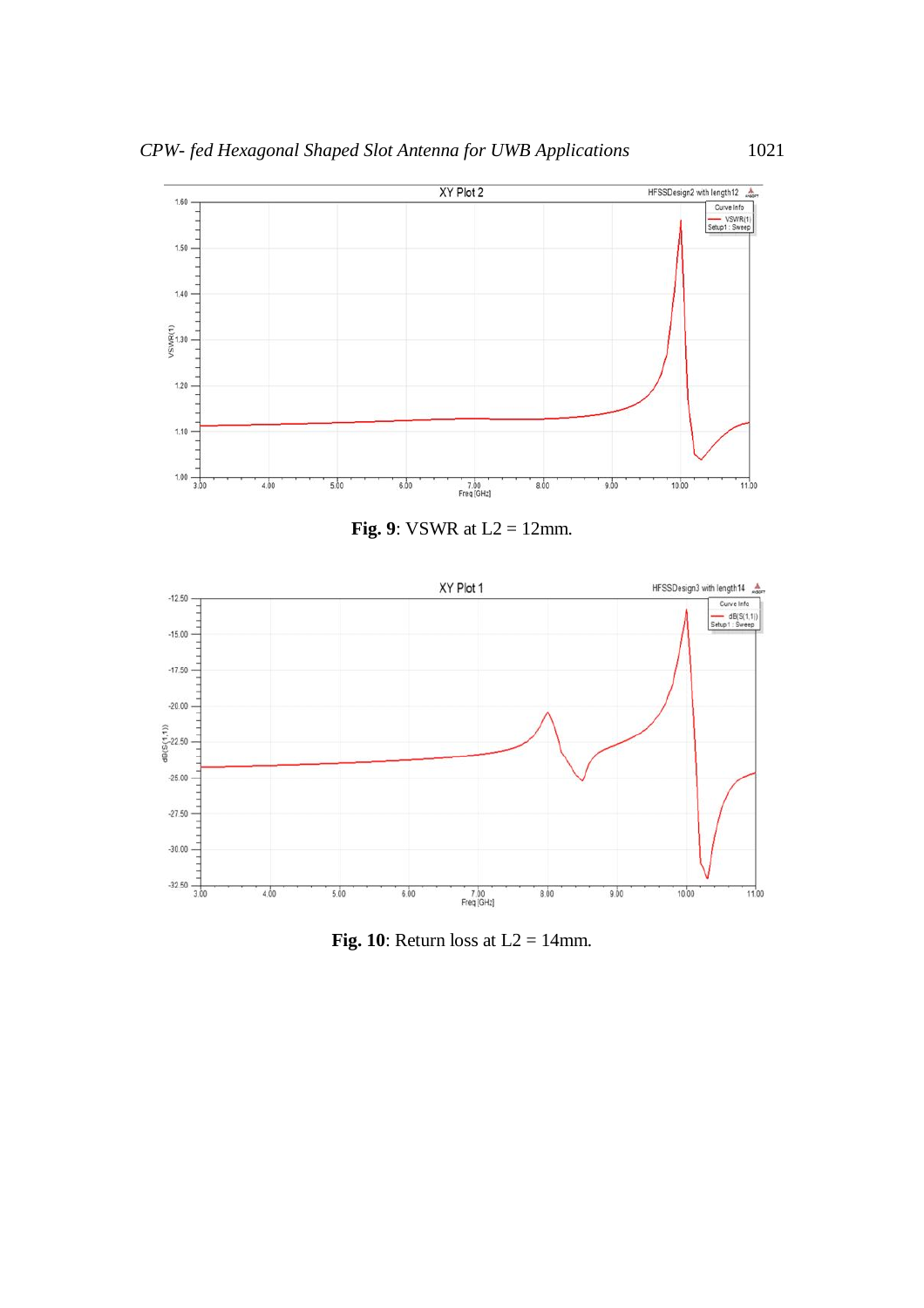**Fig. 9**: VSWR at L2 = 12mm.

**Fig. 10**: Return loss at L2 = 14mm.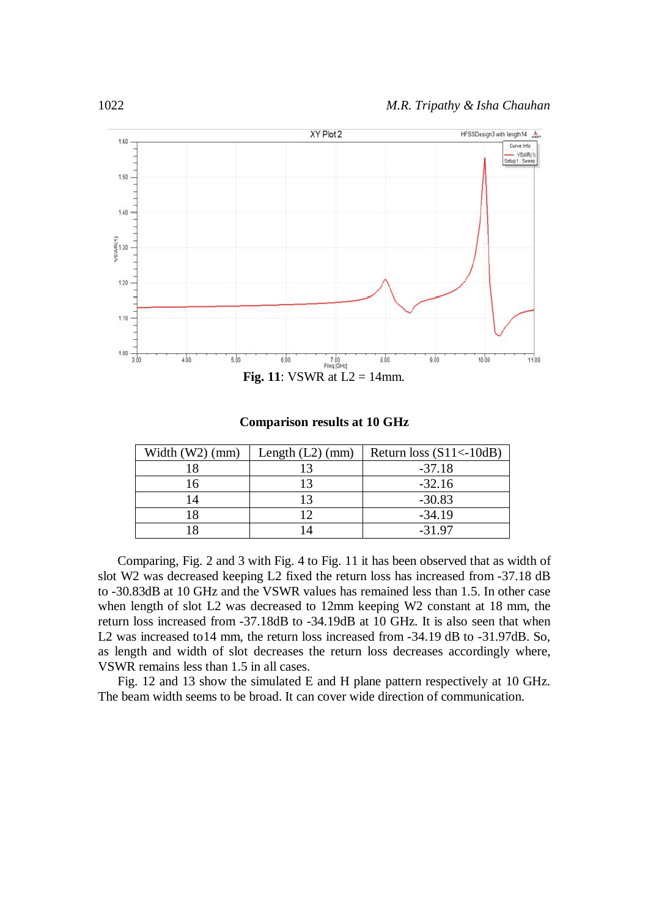Fig. 11: VSWR at L2 = 14mm.

**Comparison results at 10 GHz**

| Width (W2) (mm) | Length (L2) (mm) | Return loss (S11<-10dB) |
|---|---|---|
| 18 | 13 | -37.18 |
| 16 | 13 | -32.16 |
| 14 | 13 | -30.83 |
| 18 | 12 | -34.19 |
| 18 | 14 | -31.97 |

Comparing, Fig. 2 and 3 with Fig. 4 to Fig. 11 it has been observed that as width of slot W2 was decreased keeping L2 fixed the return loss has increased from -37.18 dB to -30.83dB at 10 GHz and the VSWR values has remained less than 1.5. In other case when length of slot L2 was decreased to 12mm keeping W2 constant at 18 mm, the return loss increased from -37.18dB to -34.19dB at 10 GHz. It is also seen that when L2 was increased to14 mm, the return loss increased from -34.19 dB to -31.97dB. So, as length and width of slot decreases the return loss decreases accordingly where, VSWR remains less than 1.5 in all cases.

Fig. 12 and 13 show the simulated E and H plane pattern respectively at 10 GHz. The beam width seems to be broad. It can cover wide direction of communication.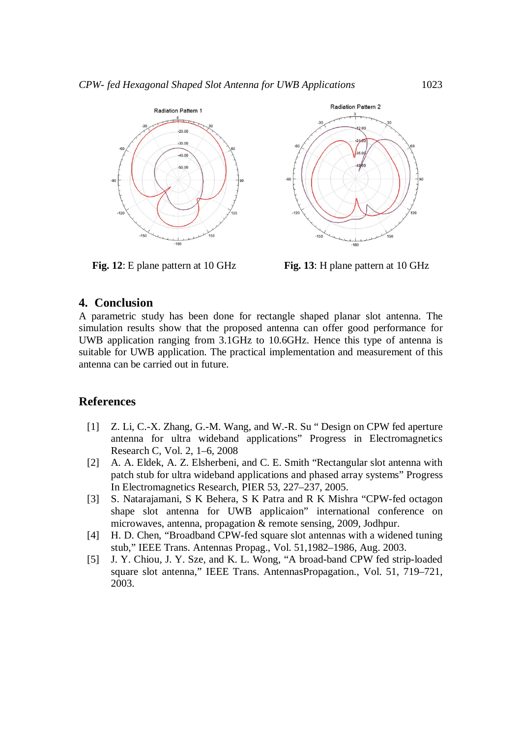Fig. 12: E plane pattern at 10 GHz

Fig. 13: H plane pattern at 10 GHz

## 4. Conclusion

A parametric study has been done for rectangle shaped planar slot antenna. The simulation results show that the proposed antenna can offer good performance for UWB application ranging from 3.1GHz to 10.6GHz. Hence this type of antenna is suitable for UWB application. The practical implementation and measurement of this antenna can be carried out in future.

## References

[1] Z. Li, C.-X. Zhang, G.-M. Wang, and W.-R. Su " Design on CPW fed aperture antenna for ultra wideband applications" Progress in Electromagnetics Research C, Vol. 2, 1–6, 2008

[2] A. A. Eldek, A. Z. Elsherbeni, and C. E. Smith "Rectangular slot antenna with patch stub for ultra wideband applications and phased array systems" Progress In Electromagnetics Research, PIER 53, 227–237, 2005.

[3] S. Natarajamani, S K Behera, S K Patra and R K Mishra "CPW-fed octagon shape slot antenna for UWB applicaion" international conference on microwaves, antenna, propagation & remote sensing, 2009, Jodhpur.

[4] H. D. Chen, "Broadband CPW-fed square slot antennas with a widened tuning stub," IEEE Trans. Antennas Propag., Vol. 51,1982–1986, Aug. 2003.

[5] J. Y. Chiou, J. Y. Sze, and K. L. Wong, "A broad-band CPW fed strip-loaded square slot antenna," IEEE Trans. AntennasPropagation., Vol. 51, 719–721, 2003.